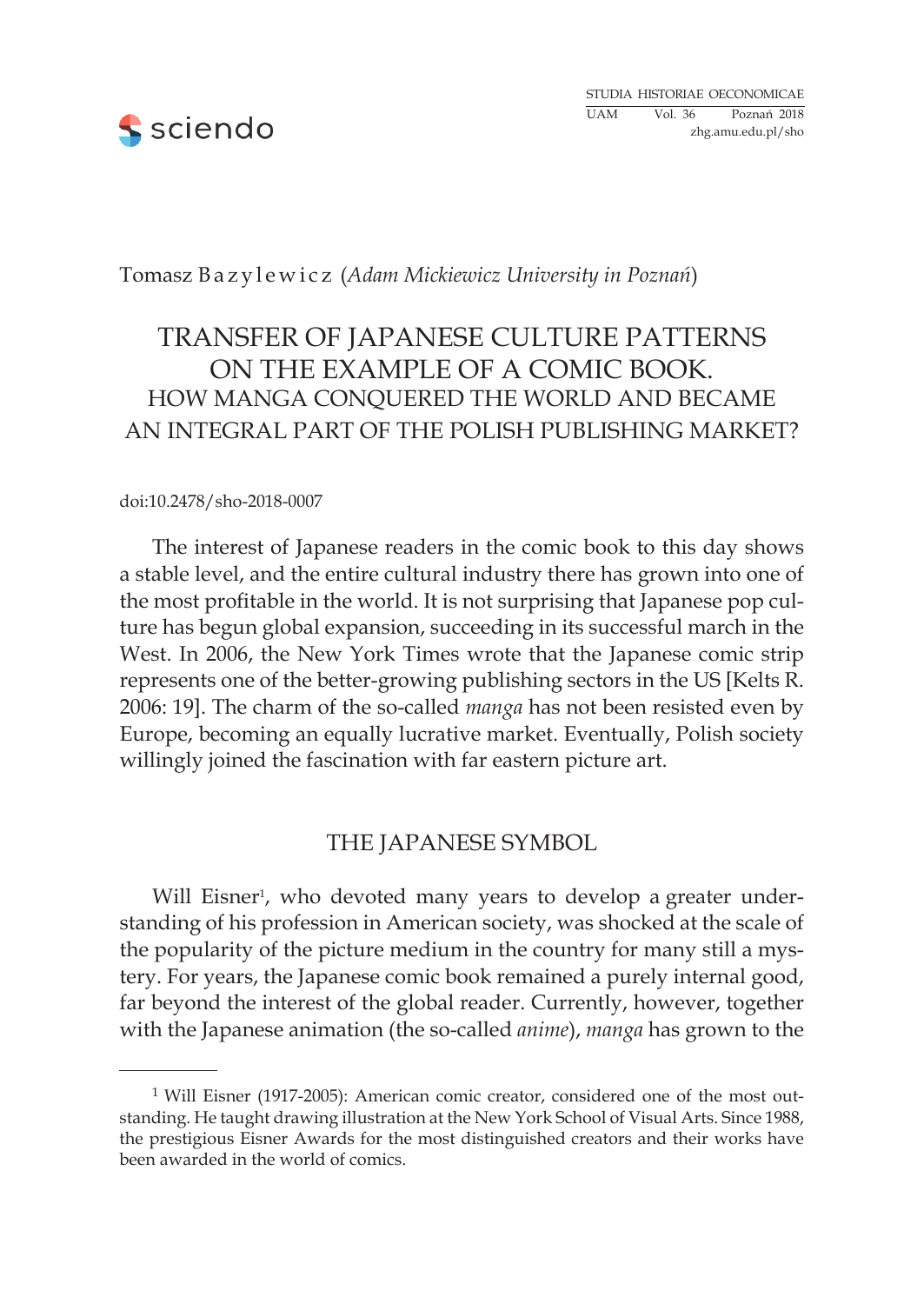Tomasz Bazylewicz (*Adam Mickiewicz University in Poznań*)

# TRANSFER OF JAPANESE CULTURE PATTERNS ON THE EXAMPLE OF A COMIC BOOK. HOW MANGA CONQUERED THE WORLD AND BECAME AN INTEGRAL PART OF THE POLISH PUBLISHING MARKET?

doi:10.2478/sho-2018-0007

The interest of Japanese readers in the comic book to this day shows a stable level, and the entire cultural industry there has grown into one of the most profitable in the world. It is not surprising that Japanese pop culture has begun global expansion, succeeding in its successful march in the West. In 2006, the New York Times wrote that the Japanese comic strip represents one of the better-growing publishing sectors in the US [Kelts R. 2006: 19]. The charm of the so-called *manga* has not been resisted even by Europe, becoming an equally lucrative market. Eventually, Polish society willingly joined the fascination with far eastern picture art.

## THE JAPANESE SYMBOL

Will Eisner[1], who devoted many years to develop a greater understanding of his profession in American society, was shocked at the scale of the popularity of the picture medium in the country for many still a mystery. For years, the Japanese comic book remained a purely internal good, far beyond the interest of the global reader. Currently, however, together with the Japanese animation (the so-called *anime*), *manga* has grown to the

[1] Will Eisner (1917-2005): American comic creator, considered one of the most outstanding. He taught drawing illustration at the New York School of Visual Arts. Since 1988, the prestigious Eisner Awards for the most distinguished creators and their works have been awarded in the world of comics.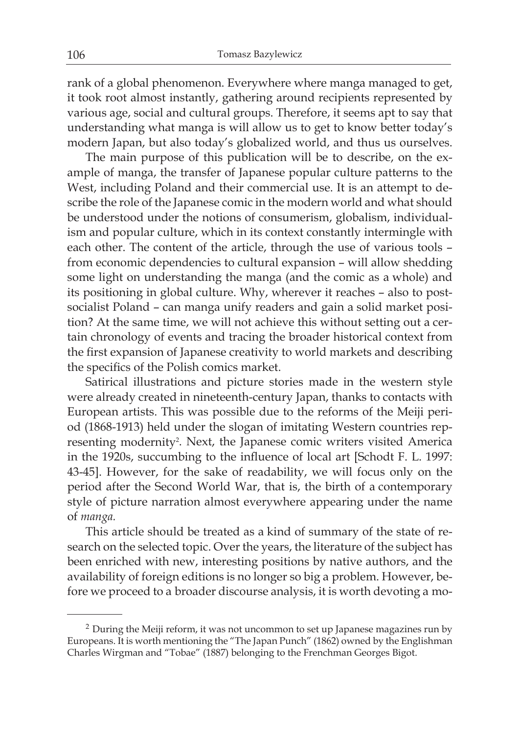rank of a global phenomenon. Everywhere where manga managed to get, it took root almost instantly, gathering around recipients represented by various age, social and cultural groups. Therefore, it seems apt to say that understanding what manga is will allow us to get to know better today's modern Japan, but also today's globalized world, and thus us ourselves.

The main purpose of this publication will be to describe, on the example of manga, the transfer of Japanese popular culture patterns to the West, including Poland and their commercial use. It is an attempt to describe the role of the Japanese comic in the modern world and what should be understood under the notions of consumerism, globalism, individualism and popular culture, which in its context constantly intermingle with each other. The content of the article, through the use of various tools – from economic dependencies to cultural expansion – will allow shedding some light on understanding the manga (and the comic as a whole) and its positioning in global culture. Why, wherever it reaches – also to post-socialist Poland – can manga unify readers and gain a solid market position? At the same time, we will not achieve this without setting out a certain chronology of events and tracing the broader historical context from the first expansion of Japanese creativity to world markets and describing the specifics of the Polish comics market.

Satirical illustrations and picture stories made in the western style were already created in nineteenth-century Japan, thanks to contacts with European artists. This was possible due to the reforms of the Meiji period (1868-1913) held under the slogan of imitating Western countries representing modernity[2]. Next, the Japanese comic writers visited America in the 1920s, succumbing to the influence of local art [Schodt F. L. 1997: 43-45]. However, for the sake of readability, we will focus only on the period after the Second World War, that is, the birth of a contemporary style of picture narration almost everywhere appearing under the name of *manga.*

This article should be treated as a kind of summary of the state of research on the selected topic. Over the years, the literature of the subject has been enriched with new, interesting positions by native authors, and the availability of foreign editions is no longer so big a problem. However, before we proceed to a broader discourse analysis, it is worth devoting a mo-

---

[2] During the Meiji reform, it was not uncommon to set up Japanese magazines run by Europeans. It is worth mentioning the "The Japan Punch" (1862) owned by the Englishman Charles Wirgman and "Tobae" (1887) belonging to the Frenchman Georges Bigot.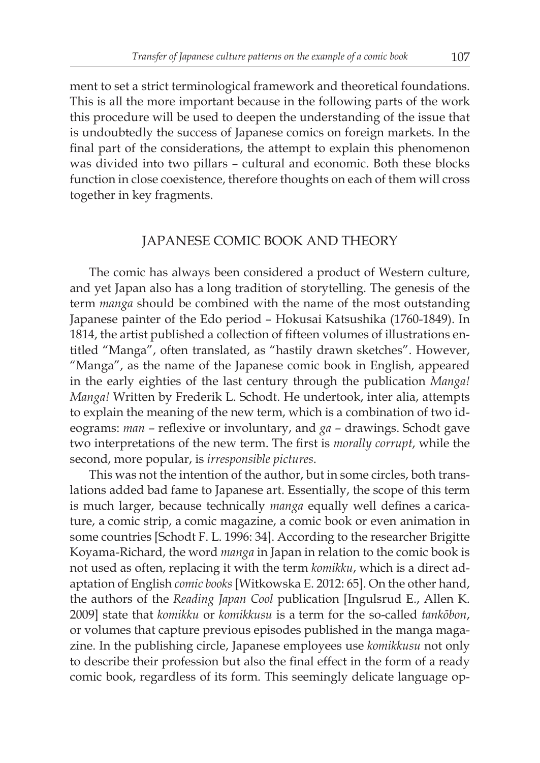ment to set a strict terminological framework and theoretical foundations. This is all the more important because in the following parts of the work this procedure will be used to deepen the understanding of the issue that is undoubtedly the success of Japanese comics on foreign markets. In the final part of the considerations, the attempt to explain this phenomenon was divided into two pillars – cultural and economic. Both these blocks function in close coexistence, therefore thoughts on each of them will cross together in key fragments.

## JAPANESE COMIC BOOK AND THEORY

The comic has always been considered a product of Western culture, and yet Japan also has a long tradition of storytelling. The genesis of the term *manga* should be combined with the name of the most outstanding Japanese painter of the Edo period – Hokusai Katsushika (1760-1849). In 1814, the artist published a collection of fifteen volumes of illustrations entitled "Manga", often translated, as "hastily drawn sketches". However, "Manga", as the name of the Japanese comic book in English, appeared in the early eighties of the last century through the publication *Manga! Manga!* Written by Frederik L. Schodt. He undertook, inter alia, attempts to explain the meaning of the new term, which is a combination of two ideograms: *man* – reflexive or involuntary, and *ga* – drawings. Schodt gave two interpretations of the new term. The first is *morally corrupt*, while the second, more popular, is *irresponsible pictures*.

This was not the intention of the author, but in some circles, both translations added bad fame to Japanese art. Essentially, the scope of this term is much larger, because technically *manga* equally well defines a caricature, a comic strip, a comic magazine, a comic book or even animation in some countries [Schodt F. L. 1996: 34]. According to the researcher Brigitte Koyama-Richard, the word *manga* in Japan in relation to the comic book is not used as often, replacing it with the term *komikku*, which is a direct adaptation of English *comic books* [Witkowska E. 2012: 65]. On the other hand, the authors of the *Reading Japan Cool* publication [Ingulsrud E., Allen K. 2009] state that *komikku* or *komikkusu* is a term for the so-called *tankōbon*, or volumes that capture previous episodes published in the manga magazine. In the publishing circle, Japanese employees use *komikkusu* not only to describe their profession but also the final effect in the form of a ready comic book, regardless of its form. This seemingly delicate language op-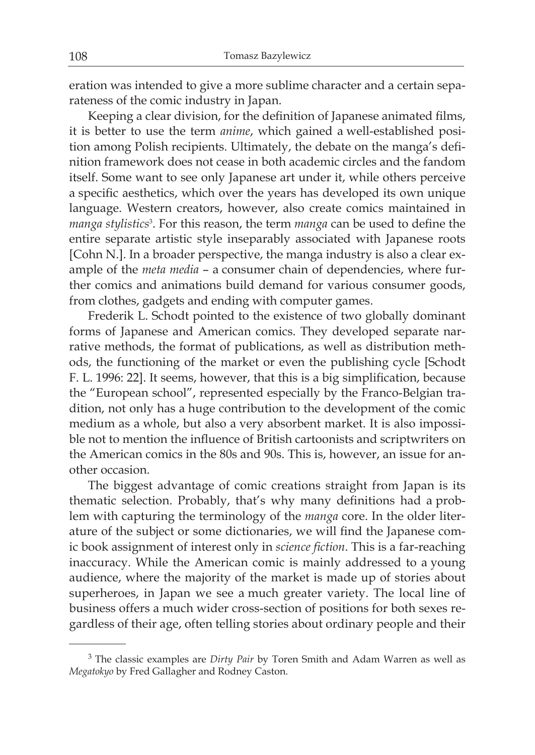eration was intended to give a more sublime character and a certain separateness of the comic industry in Japan.

Keeping a clear division, for the definition of Japanese animated films, it is better to use the term *anime*, which gained a well-established position among Polish recipients. Ultimately, the debate on the manga's definition framework does not cease in both academic circles and the fandom itself. Some want to see only Japanese art under it, while others perceive a specific aesthetics, which over the years has developed its own unique language. Western creators, however, also create comics maintained in *manga stylistics*[3]. For this reason, the term *manga* can be used to define the entire separate artistic style inseparably associated with Japanese roots [Cohn N.]. In a broader perspective, the manga industry is also a clear example of the *meta media* – a consumer chain of dependencies, where further comics and animations build demand for various consumer goods, from clothes, gadgets and ending with computer games.

Frederik L. Schodt pointed to the existence of two globally dominant forms of Japanese and American comics. They developed separate narrative methods, the format of publications, as well as distribution methods, the functioning of the market or even the publishing cycle [Schodt F. L. 1996: 22]. It seems, however, that this is a big simplification, because the "European school", represented especially by the Franco-Belgian tradition, not only has a huge contribution to the development of the comic medium as a whole, but also a very absorbent market. It is also impossible not to mention the influence of British cartoonists and scriptwriters on the American comics in the 80s and 90s. This is, however, an issue for another occasion.

The biggest advantage of comic creations straight from Japan is its thematic selection. Probably, that's why many definitions had a problem with capturing the terminology of the *manga* core. In the older literature of the subject or some dictionaries, we will find the Japanese comic book assignment of interest only in *science fiction*. This is a far-reaching inaccuracy. While the American comic is mainly addressed to a young audience, where the majority of the market is made up of stories about superheroes, in Japan we see a much greater variety. The local line of business offers a much wider cross-section of positions for both sexes regardless of their age, often telling stories about ordinary people and their

[3] The classic examples are *Dirty Pair* by Toren Smith and Adam Warren as well as *Megatokyo* by Fred Gallagher and Rodney Caston.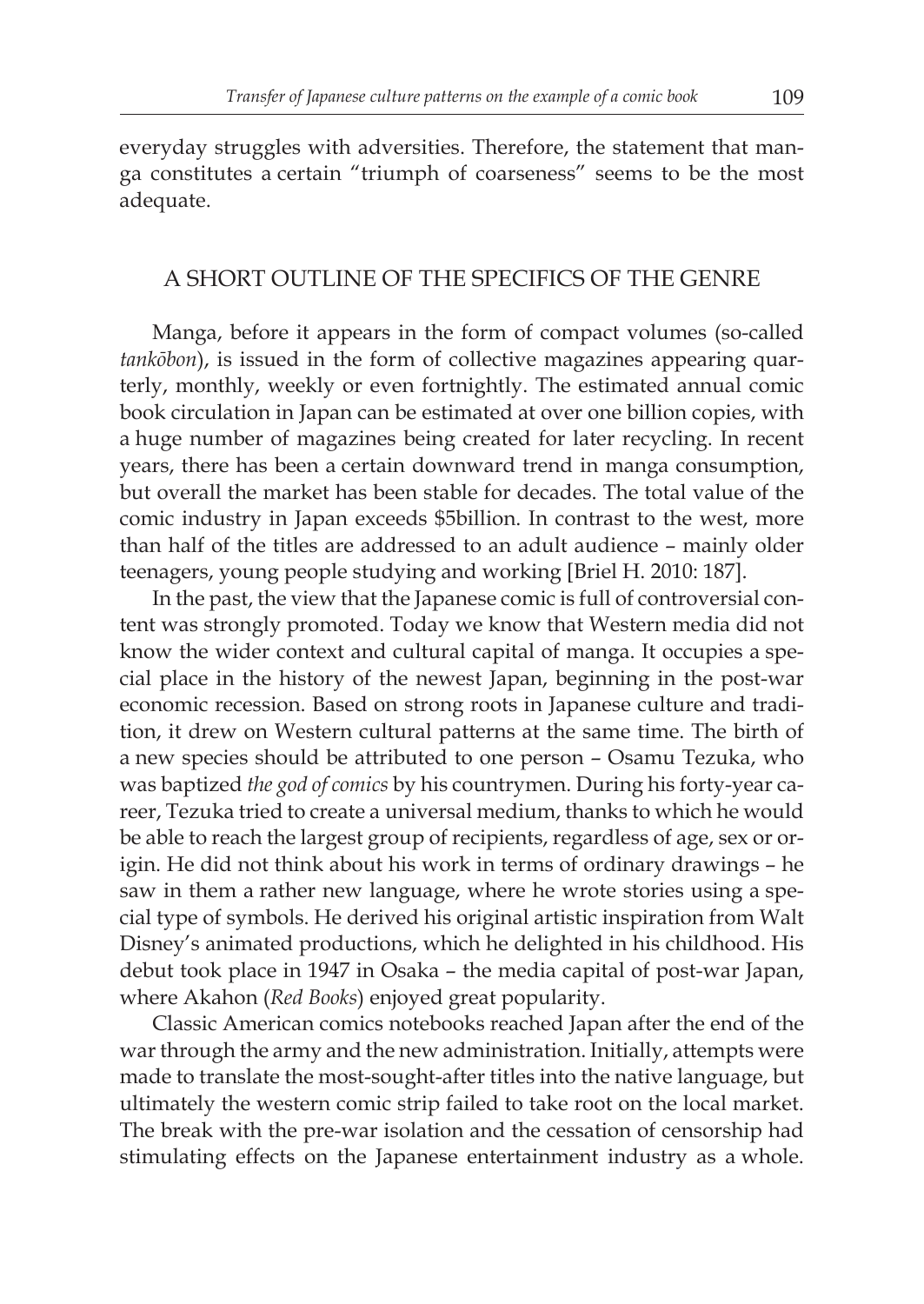everyday struggles with adversities. Therefore, the statement that manga constitutes a certain "triumph of coarseness" seems to be the most adequate.

## A SHORT OUTLINE OF THE SPECIFICS OF THE GENRE

Manga, before it appears in the form of compact volumes (so-called *tankōbon*), is issued in the form of collective magazines appearing quarterly, monthly, weekly or even fortnightly. The estimated annual comic book circulation in Japan can be estimated at over one billion copies, with a huge number of magazines being created for later recycling. In recent years, there has been a certain downward trend in manga consumption, but overall the market has been stable for decades. The total value of the comic industry in Japan exceeds $5billion. In contrast to the west, more than half of the titles are addressed to an adult audience – mainly older teenagers, young people studying and working [Briel H. 2010: 187].

In the past, the view that the Japanese comic is full of controversial content was strongly promoted. Today we know that Western media did not know the wider context and cultural capital of manga. It occupies a special place in the history of the newest Japan, beginning in the post-war economic recession. Based on strong roots in Japanese culture and tradition, it drew on Western cultural patterns at the same time. The birth of a new species should be attributed to one person – Osamu Tezuka, who was baptized *the god of comics* by his countrymen. During his forty-year career, Tezuka tried to create a universal medium, thanks to which he would be able to reach the largest group of recipients, regardless of age, sex or origin. He did not think about his work in terms of ordinary drawings – he saw in them a rather new language, where he wrote stories using a special type of symbols. He derived his original artistic inspiration from Walt Disney's animated productions, which he delighted in his childhood. His debut took place in 1947 in Osaka – the media capital of post-war Japan, where Akahon (*Red Books*) enjoyed great popularity.

Classic American comics notebooks reached Japan after the end of the war through the army and the new administration. Initially, attempts were made to translate the most-sought-after titles into the native language, but ultimately the western comic strip failed to take root on the local market. The break with the pre-war isolation and the cessation of censorship had stimulating effects on the Japanese entertainment industry as a whole.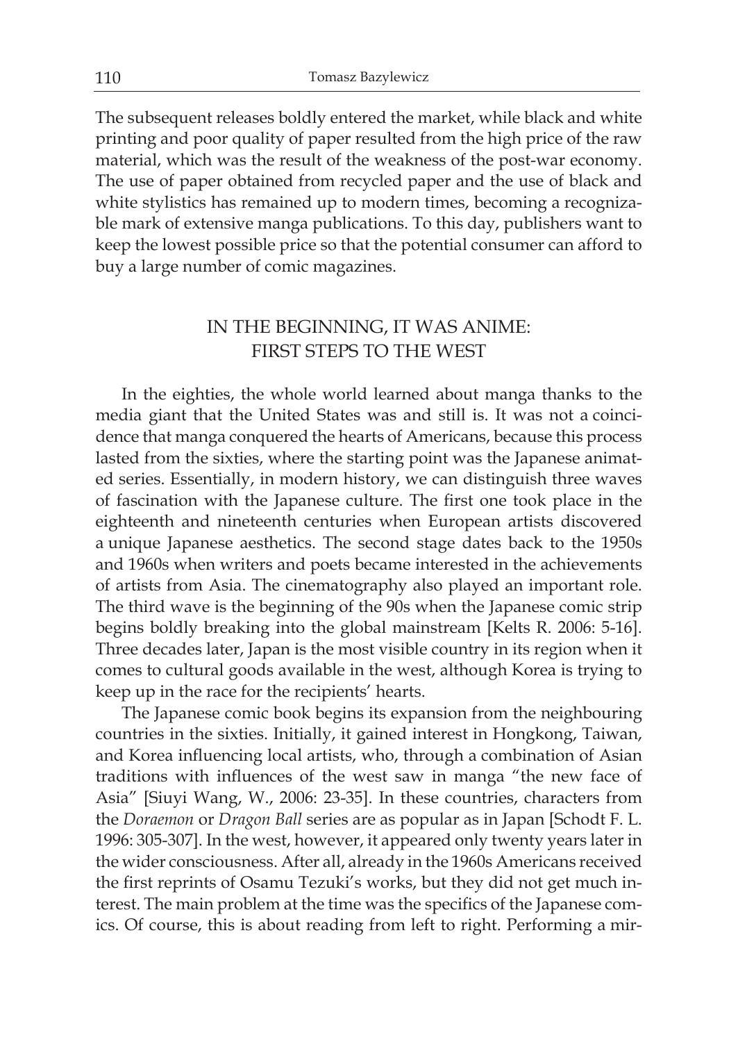The subsequent releases boldly entered the market, while black and white printing and poor quality of paper resulted from the high price of the raw material, which was the result of the weakness of the post-war economy. The use of paper obtained from recycled paper and the use of black and white stylistics has remained up to modern times, becoming a recognizable mark of extensive manga publications. To this day, publishers want to keep the lowest possible price so that the potential consumer can afford to buy a large number of comic magazines.

## IN THE BEGINNING, IT WAS ANIME: FIRST STEPS TO THE WEST

In the eighties, the whole world learned about manga thanks to the media giant that the United States was and still is. It was not a coincidence that manga conquered the hearts of Americans, because this process lasted from the sixties, where the starting point was the Japanese animated series. Essentially, in modern history, we can distinguish three waves of fascination with the Japanese culture. The first one took place in the eighteenth and nineteenth centuries when European artists discovered a unique Japanese aesthetics. The second stage dates back to the 1950s and 1960s when writers and poets became interested in the achievements of artists from Asia. The cinematography also played an important role. The third wave is the beginning of the 90s when the Japanese comic strip begins boldly breaking into the global mainstream [Kelts R. 2006: 5-16]. Three decades later, Japan is the most visible country in its region when it comes to cultural goods available in the west, although Korea is trying to keep up in the race for the recipients' hearts.

The Japanese comic book begins its expansion from the neighbouring countries in the sixties. Initially, it gained interest in Hongkong, Taiwan, and Korea influencing local artists, who, through a combination of Asian traditions with influences of the west saw in manga "the new face of Asia" [Siuyi Wang, W., 2006: 23-35]. In these countries, characters from the *Doraemon* or *Dragon Ball* series are as popular as in Japan [Schodt F. L. 1996: 305-307]. In the west, however, it appeared only twenty years later in the wider consciousness. After all, already in the 1960s Americans received the first reprints of Osamu Tezuki's works, but they did not get much interest. The main problem at the time was the specifics of the Japanese comics. Of course, this is about reading from left to right. Performing a mir-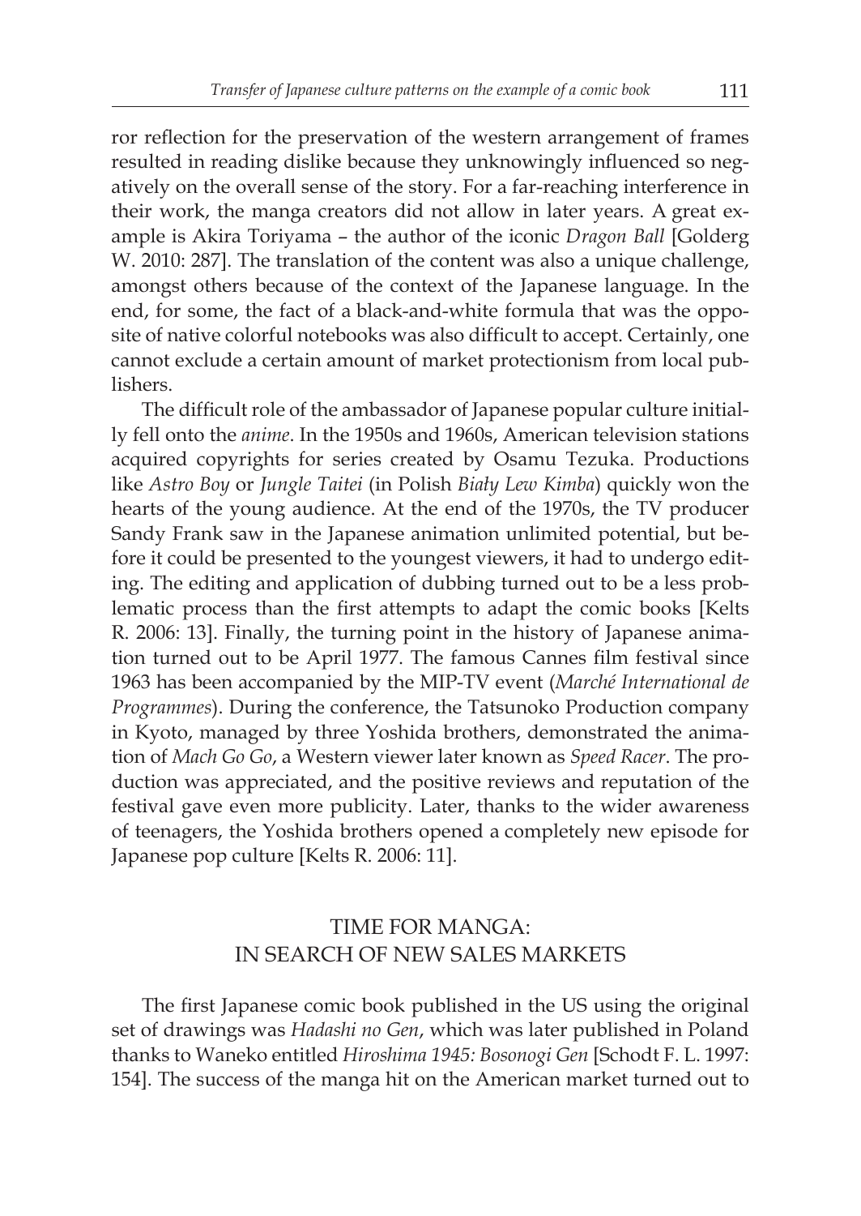ror reflection for the preservation of the western arrangement of frames resulted in reading dislike because they unknowingly influenced so negatively on the overall sense of the story. For a far-reaching interference in their work, the manga creators did not allow in later years. A great example is Akira Toriyama – the author of the iconic *Dragon Ball* [Golderg W. 2010: 287]. The translation of the content was also a unique challenge, amongst others because of the context of the Japanese language. In the end, for some, the fact of a black-and-white formula that was the opposite of native colorful notebooks was also difficult to accept. Certainly, one cannot exclude a certain amount of market protectionism from local publishers.

The difficult role of the ambassador of Japanese popular culture initially fell onto the *anime*. In the 1950s and 1960s, American television stations acquired copyrights for series created by Osamu Tezuka. Productions like *Astro Boy* or *Jungle Taitei* (in Polish *Biały Lew Kimba*) quickly won the hearts of the young audience. At the end of the 1970s, the TV producer Sandy Frank saw in the Japanese animation unlimited potential, but before it could be presented to the youngest viewers, it had to undergo editing. The editing and application of dubbing turned out to be a less problematic process than the first attempts to adapt the comic books [Kelts R. 2006: 13]. Finally, the turning point in the history of Japanese animation turned out to be April 1977. The famous Cannes film festival since 1963 has been accompanied by the MIP-TV event (*Marché International de Programmes*). During the conference, the Tatsunoko Production company in Kyoto, managed by three Yoshida brothers, demonstrated the animation of *Mach Go Go*, a Western viewer later known as *Speed Racer*. The production was appreciated, and the positive reviews and reputation of the festival gave even more publicity. Later, thanks to the wider awareness of teenagers, the Yoshida brothers opened a completely new episode for Japanese pop culture [Kelts R. 2006: 11].

## TIME FOR MANGA: IN SEARCH OF NEW SALES MARKETS

The first Japanese comic book published in the US using the original set of drawings was *Hadashi no Gen*, which was later published in Poland thanks to Waneko entitled *Hiroshima 1945: Bosonogi Gen* [Schodt F. L. 1997: 154]. The success of the manga hit on the American market turned out to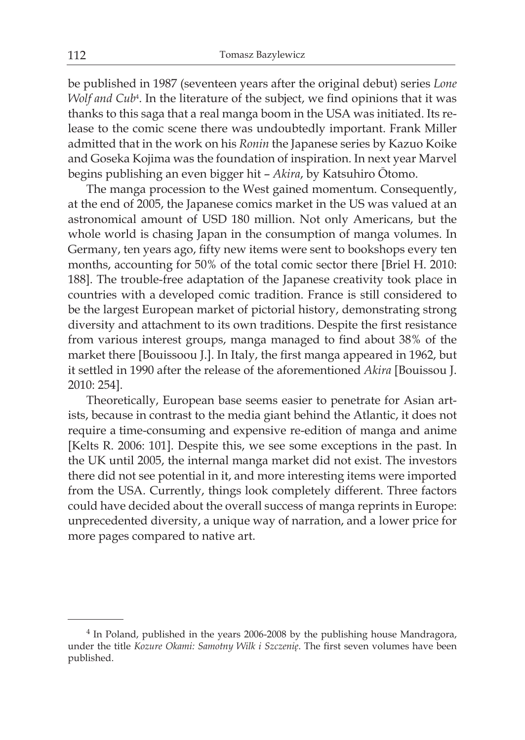be published in 1987 (seventeen years after the original debut) series *Lone Wolf and Cub*[4]. In the literature of the subject, we find opinions that it was thanks to this saga that a real manga boom in the USA was initiated. Its release to the comic scene there was undoubtedly important. Frank Miller admitted that in the work on his *Ronin* the Japanese series by Kazuo Koike and Goseka Kojima was the foundation of inspiration. In next year Marvel begins publishing an even bigger hit – *Akira*, by Katsuhiro Ōtomo.

The manga procession to the West gained momentum. Consequently, at the end of 2005, the Japanese comics market in the US was valued at an astronomical amount of USD 180 million. Not only Americans, but the whole world is chasing Japan in the consumption of manga volumes. In Germany, ten years ago, fifty new items were sent to bookshops every ten months, accounting for 50% of the total comic sector there [Briel H. 2010: 188]. The trouble-free adaptation of the Japanese creativity took place in countries with a developed comic tradition. France is still considered to be the largest European market of pictorial history, demonstrating strong diversity and attachment to its own traditions. Despite the first resistance from various interest groups, manga managed to find about 38% of the market there [Bouissoou J.]. In Italy, the first manga appeared in 1962, but it settled in 1990 after the release of the aforementioned *Akira* [Bouissou J. 2010: 254].

Theoretically, European base seems easier to penetrate for Asian artists, because in contrast to the media giant behind the Atlantic, it does not require a time-consuming and expensive re-edition of manga and anime [Kelts R. 2006: 101]. Despite this, we see some exceptions in the past. In the UK until 2005, the internal manga market did not exist. The investors there did not see potential in it, and more interesting items were imported from the USA. Currently, things look completely different. Three factors could have decided about the overall success of manga reprints in Europe: unprecedented diversity, a unique way of narration, and a lower price for more pages compared to native art.

---

[4] In Poland, published in the years 2006-2008 by the publishing house Mandragora, under the title *Kozure Okami: Samotny Wilk i Szczenię*. The first seven volumes have been published.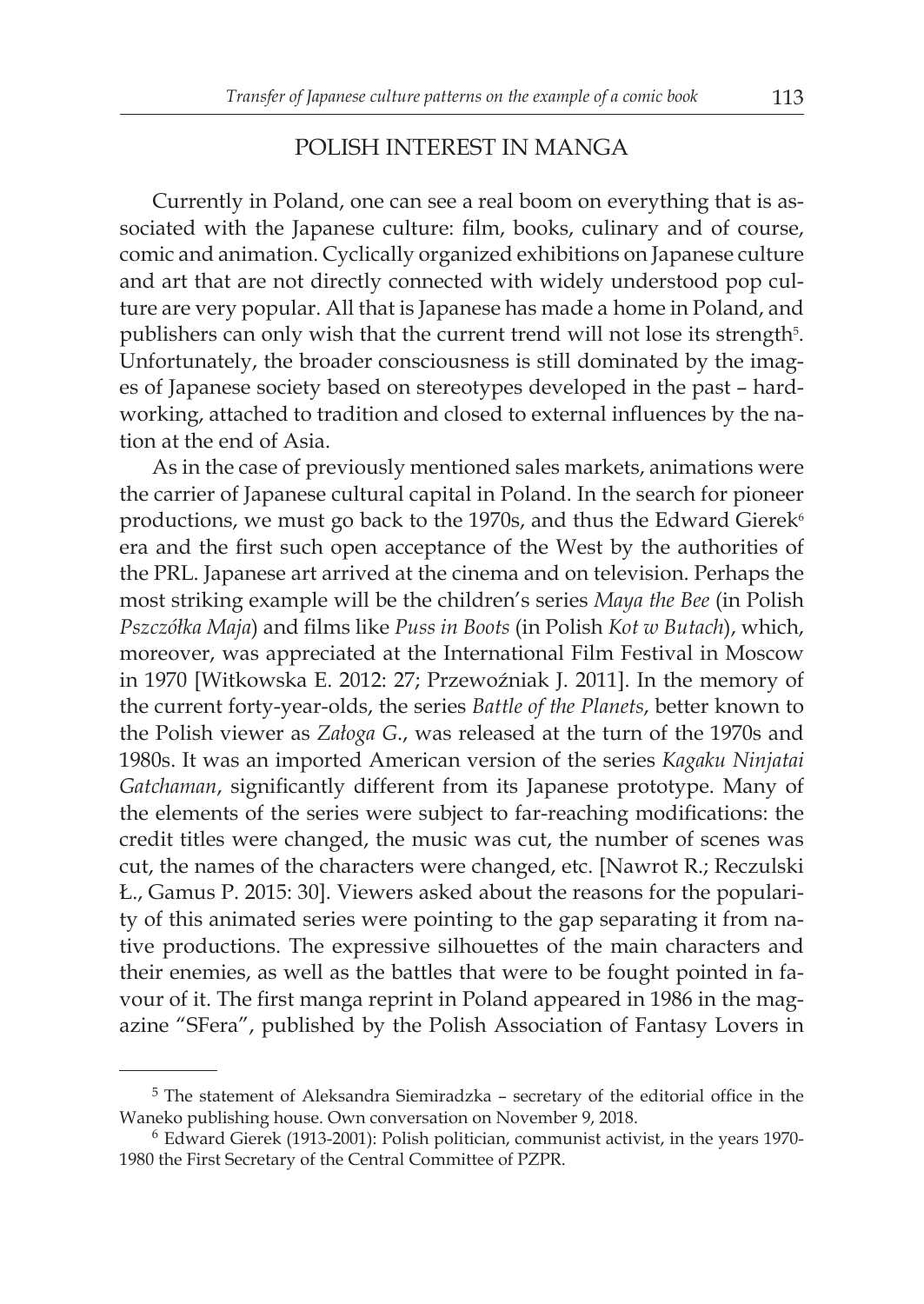## POLISH INTEREST IN MANGA

Currently in Poland, one can see a real boom on everything that is associated with the Japanese culture: film, books, culinary and of course, comic and animation. Cyclically organized exhibitions on Japanese culture and art that are not directly connected with widely understood pop culture are very popular. All that is Japanese has made a home in Poland, and publishers can only wish that the current trend will not lose its strength[5]. Unfortunately, the broader consciousness is still dominated by the images of Japanese society based on stereotypes developed in the past – hardworking, attached to tradition and closed to external influences by the nation at the end of Asia.

As in the case of previously mentioned sales markets, animations were the carrier of Japanese cultural capital in Poland. In the search for pioneer productions, we must go back to the 1970s, and thus the Edward Gierek[6] era and the first such open acceptance of the West by the authorities of the PRL. Japanese art arrived at the cinema and on television. Perhaps the most striking example will be the children's series *Maya the Bee* (in Polish *Pszczółka Maja*) and films like *Puss in Boots* (in Polish *Kot w Butach*), which, moreover, was appreciated at the International Film Festival in Moscow in 1970 [Witkowska E. 2012: 27; Przewoźniak J. 2011]. In the memory of the current forty-year-olds, the series *Battle of the Planets*, better known to the Polish viewer as *Załoga G.*, was released at the turn of the 1970s and 1980s. It was an imported American version of the series *Kagaku Ninjatai Gatchaman*, significantly different from its Japanese prototype. Many of the elements of the series were subject to far-reaching modifications: the credit titles were changed, the music was cut, the number of scenes was cut, the names of the characters were changed, etc. [Nawrot R.; Reczulski Ł., Gamus P. 2015: 30]. Viewers asked about the reasons for the popularity of this animated series were pointing to the gap separating it from native productions. The expressive silhouettes of the main characters and their enemies, as well as the battles that were to be fought pointed in favour of it. The first manga reprint in Poland appeared in 1986 in the magazine "SFera", published by the Polish Association of Fantasy Lovers in

---

[5] The statement of Aleksandra Siemiradzka – secretary of the editorial office in the Waneko publishing house. Own conversation on November 9, 2018.

[6] Edward Gierek (1913-2001): Polish politician, communist activist, in the years 1970-1980 the First Secretary of the Central Committee of PZPR.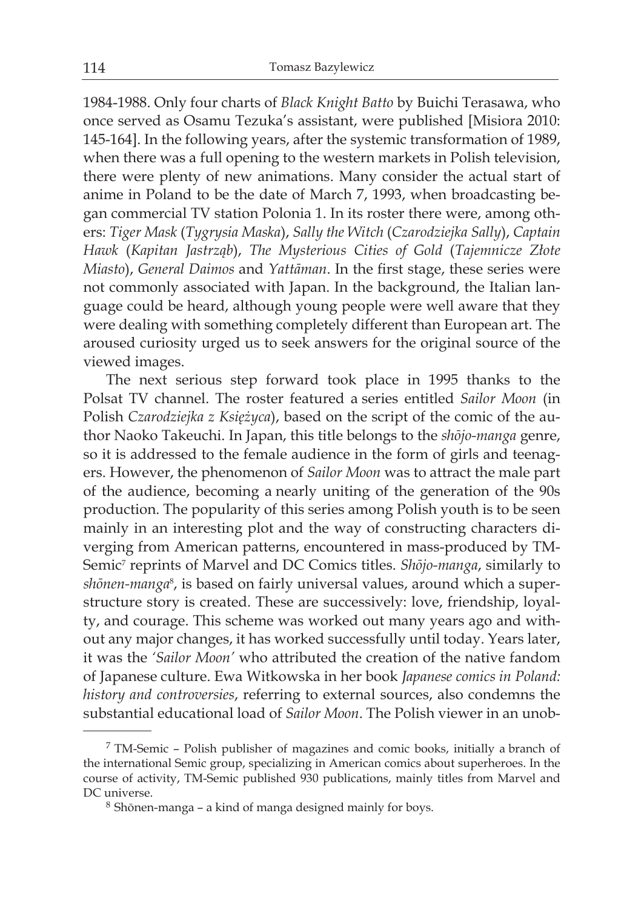1984-1988. Only four charts of *Black Knight Batto* by Buichi Terasawa, who once served as Osamu Tezuka's assistant, were published [Misiora 2010: 145-164]. In the following years, after the systemic transformation of 1989, when there was a full opening to the western markets in Polish television, there were plenty of new animations. Many consider the actual start of anime in Poland to be the date of March 7, 1993, when broadcasting began commercial TV station Polonia 1. In its roster there were, among others: *Tiger Mask* (*Tygrysia Maska*), *Sally the Witch* (*Czarodziejka Sally*), *Captain Hawk* (*Kapitan Jastrząb*), *The Mysterious Cities of Gold* (*Tajemnicze Złote Miasto*), *General Daimos* and *Yattāman*. In the first stage, these series were not commonly associated with Japan. In the background, the Italian language could be heard, although young people were well aware that they were dealing with something completely different than European art. The aroused curiosity urged us to seek answers for the original source of the viewed images.

The next serious step forward took place in 1995 thanks to the Polsat TV channel. The roster featured a series entitled *Sailor Moon* (in Polish *Czarodziejka z Księżyca*), based on the script of the comic of the author Naoko Takeuchi. In Japan, this title belongs to the *shōjo-manga* genre, so it is addressed to the female audience in the form of girls and teenagers. However, the phenomenon of *Sailor Moon* was to attract the male part of the audience, becoming a nearly uniting of the generation of the 90s production. The popularity of this series among Polish youth is to be seen mainly in an interesting plot and the way of constructing characters diverging from American patterns, encountered in mass-produced by TM-Semic[7] reprints of Marvel and DC Comics titles. *Shōjo-manga*, similarly to *shōnen-manga*[8], is based on fairly universal values, around which a superstructure story is created. These are successively: love, friendship, loyalty, and courage. This scheme was worked out many years ago and without any major changes, it has worked successfully until today. Years later, it was the *'Sailor Moon'* who attributed the creation of the native fandom of Japanese culture. Ewa Witkowska in her book *Japanese comics in Poland: history and controversies*, referring to external sources, also condemns the substantial educational load of *Sailor Moon*. The Polish viewer in an unob-

---

[7] TM-Semic – Polish publisher of magazines and comic books, initially a branch of the international Semic group, specializing in American comics about superheroes. In the course of activity, TM-Semic published 930 publications, mainly titles from Marvel and DC universe.

[8] Shōnen-manga – a kind of manga designed mainly for boys.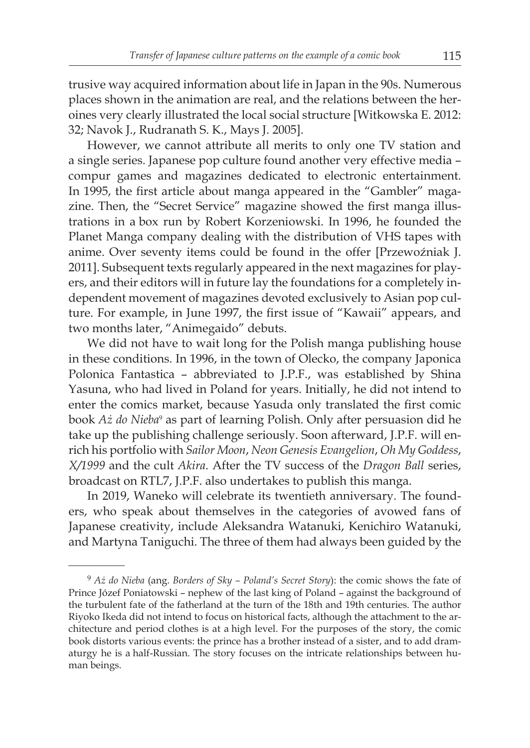trusive way acquired information about life in Japan in the 90s. Numerous places shown in the animation are real, and the relations between the heroines very clearly illustrated the local social structure [Witkowska E. 2012: 32; Navok J., Rudranath S. K., Mays J. 2005].

However, we cannot attribute all merits to only one TV station and a single series. Japanese pop culture found another very effective media – compur games and magazines dedicated to electronic entertainment. In 1995, the first article about manga appeared in the "Gambler" magazine. Then, the "Secret Service" magazine showed the first manga illustrations in a box run by Robert Korzeniowski. In 1996, he founded the Planet Manga company dealing with the distribution of VHS tapes with anime. Over seventy items could be found in the offer [Przewoźniak J. 2011]. Subsequent texts regularly appeared in the next magazines for players, and their editors will in future lay the foundations for a completely independent movement of magazines devoted exclusively to Asian pop culture. For example, in June 1997, the first issue of "Kawaii" appears, and two months later, "Animegaido" debuts.

We did not have to wait long for the Polish manga publishing house in these conditions. In 1996, in the town of Olecko, the company Japonica Polonica Fantastica – abbreviated to J.P.F., was established by Shina Yasuna, who had lived in Poland for years. Initially, he did not intend to enter the comics market, because Yasuda only translated the first comic book *Aż do Nieba*[9] as part of learning Polish. Only after persuasion did he take up the publishing challenge seriously. Soon afterward, J.P.F. will enrich his portfolio with *Sailor Moon*, *Neon Genesis Evangelion*, *Oh My Goddess*, *X/1999* and the cult *Akira*. After the TV success of the *Dragon Ball* series, broadcast on RTL7, J.P.F. also undertakes to publish this manga.

In 2019, Waneko will celebrate its twentieth anniversary. The founders, who speak about themselves in the categories of avowed fans of Japanese creativity, include Aleksandra Watanuki, Kenichiro Watanuki, and Martyna Taniguchi. The three of them had always been guided by the

---

[9] *Aż do Nieba* (ang. *Borders of Sky – Poland's Secret Story*): the comic shows the fate of Prince Józef Poniatowski – nephew of the last king of Poland – against the background of the turbulent fate of the fatherland at the turn of the 18th and 19th centuries. The author Riyoko Ikeda did not intend to focus on historical facts, although the attachment to the architecture and period clothes is at a high level. For the purposes of the story, the comic book distorts various events: the prince has a brother instead of a sister, and to add dramaturgy he is a half-Russian. The story focuses on the intricate relationships between human beings.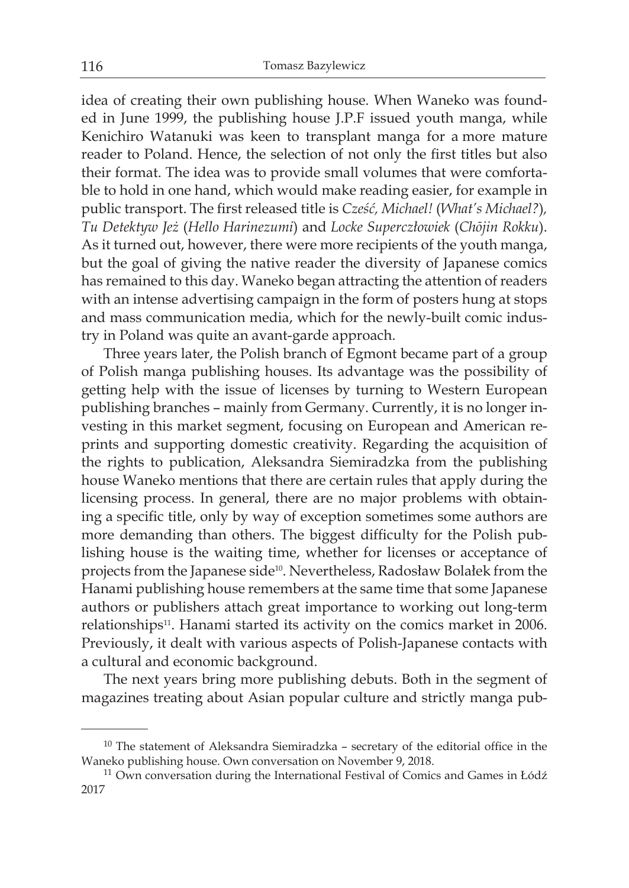idea of creating their own publishing house. When Waneko was founded in June 1999, the publishing house J.P.F issued youth manga, while Kenichiro Watanuki was keen to transplant manga for a more mature reader to Poland. Hence, the selection of not only the first titles but also their format. The idea was to provide small volumes that were comfortable to hold in one hand, which would make reading easier, for example in public transport. The first released title is *Cześć, Michael!* (*What's Michael?*), *Tu Detektyw Jeż* (*Hello Harinezumi*) and *Locke Superczłowiek* (*Chōjin Rokku*). As it turned out, however, there were more recipients of the youth manga, but the goal of giving the native reader the diversity of Japanese comics has remained to this day. Waneko began attracting the attention of readers with an intense advertising campaign in the form of posters hung at stops and mass communication media, which for the newly-built comic industry in Poland was quite an avant-garde approach.

Three years later, the Polish branch of Egmont became part of a group of Polish manga publishing houses. Its advantage was the possibility of getting help with the issue of licenses by turning to Western European publishing branches – mainly from Germany. Currently, it is no longer investing in this market segment, focusing on European and American reprints and supporting domestic creativity. Regarding the acquisition of the rights to publication, Aleksandra Siemiradzka from the publishing house Waneko mentions that there are certain rules that apply during the licensing process. In general, there are no major problems with obtaining a specific title, only by way of exception sometimes some authors are more demanding than others. The biggest difficulty for the Polish publishing house is the waiting time, whether for licenses or acceptance of projects from the Japanese side[10]. Nevertheless, Radosław Bolałek from the Hanami publishing house remembers at the same time that some Japanese authors or publishers attach great importance to working out long-term relationships[11]. Hanami started its activity on the comics market in 2006. Previously, it dealt with various aspects of Polish-Japanese contacts with a cultural and economic background.

The next years bring more publishing debuts. Both in the segment of magazines treating about Asian popular culture and strictly manga pub-

---

[10] The statement of Aleksandra Siemiradzka – secretary of the editorial office in the Waneko publishing house. Own conversation on November 9, 2018.

[11] Own conversation during the International Festival of Comics and Games in Łódź 2017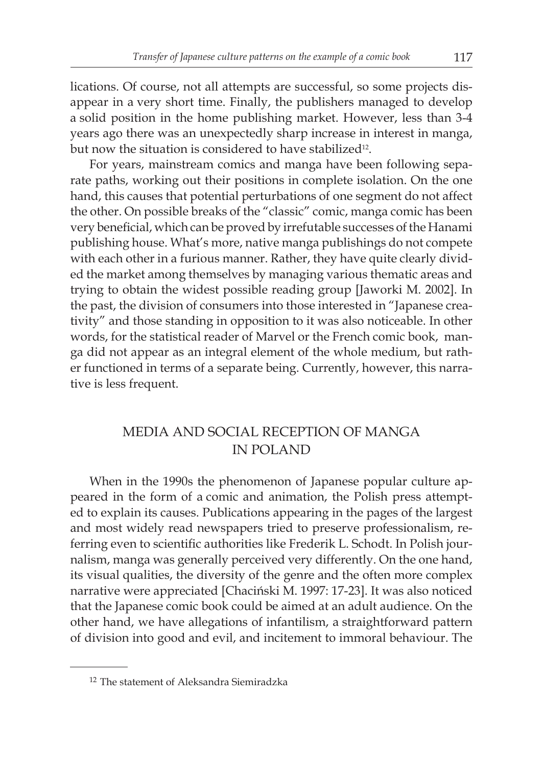lications. Of course, not all attempts are successful, so some projects disappear in a very short time. Finally, the publishers managed to develop a solid position in the home publishing market. However, less than 3-4 years ago there was an unexpectedly sharp increase in interest in manga, but now the situation is considered to have stabilized[12].

For years, mainstream comics and manga have been following separate paths, working out their positions in complete isolation. On the one hand, this causes that potential perturbations of one segment do not affect the other. On possible breaks of the "classic" comic, manga comic has been very beneficial, which can be proved by irrefutable successes of the Hanami publishing house. What's more, native manga publishings do not compete with each other in a furious manner. Rather, they have quite clearly divided the market among themselves by managing various thematic areas and trying to obtain the widest possible reading group [Jaworki M. 2002]. In the past, the division of consumers into those interested in "Japanese creativity" and those standing in opposition to it was also noticeable. In other words, for the statistical reader of Marvel or the French comic book, manga did not appear as an integral element of the whole medium, but rather functioned in terms of a separate being. Currently, however, this narrative is less frequent.

## MEDIA AND SOCIAL RECEPTION OF MANGA IN POLAND

When in the 1990s the phenomenon of Japanese popular culture appeared in the form of a comic and animation, the Polish press attempted to explain its causes. Publications appearing in the pages of the largest and most widely read newspapers tried to preserve professionalism, referring even to scientific authorities like Frederik L. Schodt. In Polish journalism, manga was generally perceived very differently. On the one hand, its visual qualities, the diversity of the genre and the often more complex narrative were appreciated [Chaciński M. 1997: 17-23]. It was also noticed that the Japanese comic book could be aimed at an adult audience. On the other hand, we have allegations of infantilism, a straightforward pattern of division into good and evil, and incitement to immoral behaviour. The

---

[12] The statement of Aleksandra Siemiradzka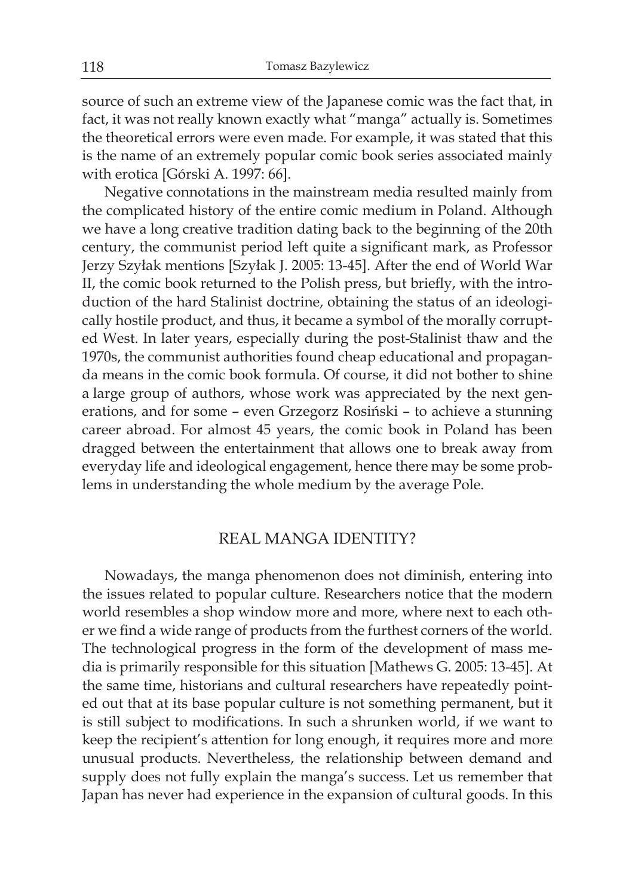source of such an extreme view of the Japanese comic was the fact that, in fact, it was not really known exactly what "manga" actually is. Sometimes the theoretical errors were even made. For example, it was stated that this is the name of an extremely popular comic book series associated mainly with erotica [Górski A. 1997: 66].

Negative connotations in the mainstream media resulted mainly from the complicated history of the entire comic medium in Poland. Although we have a long creative tradition dating back to the beginning of the 20th century, the communist period left quite a significant mark, as Professor Jerzy Szyłak mentions [Szyłak J. 2005: 13-45]. After the end of World War II, the comic book returned to the Polish press, but briefly, with the introduction of the hard Stalinist doctrine, obtaining the status of an ideologically hostile product, and thus, it became a symbol of the morally corrupted West. In later years, especially during the post-Stalinist thaw and the 1970s, the communist authorities found cheap educational and propaganda means in the comic book formula. Of course, it did not bother to shine a large group of authors, whose work was appreciated by the next generations, and for some – even Grzegorz Rosiński – to achieve a stunning career abroad. For almost 45 years, the comic book in Poland has been dragged between the entertainment that allows one to break away from everyday life and ideological engagement, hence there may be some problems in understanding the whole medium by the average Pole.

## REAL MANGA IDENTITY?

Nowadays, the manga phenomenon does not diminish, entering into the issues related to popular culture. Researchers notice that the modern world resembles a shop window more and more, where next to each other we find a wide range of products from the furthest corners of the world. The technological progress in the form of the development of mass media is primarily responsible for this situation [Mathews G. 2005: 13-45]. At the same time, historians and cultural researchers have repeatedly pointed out that at its base popular culture is not something permanent, but it is still subject to modifications. In such a shrunken world, if we want to keep the recipient's attention for long enough, it requires more and more unusual products. Nevertheless, the relationship between demand and supply does not fully explain the manga's success. Let us remember that Japan has never had experience in the expansion of cultural goods. In this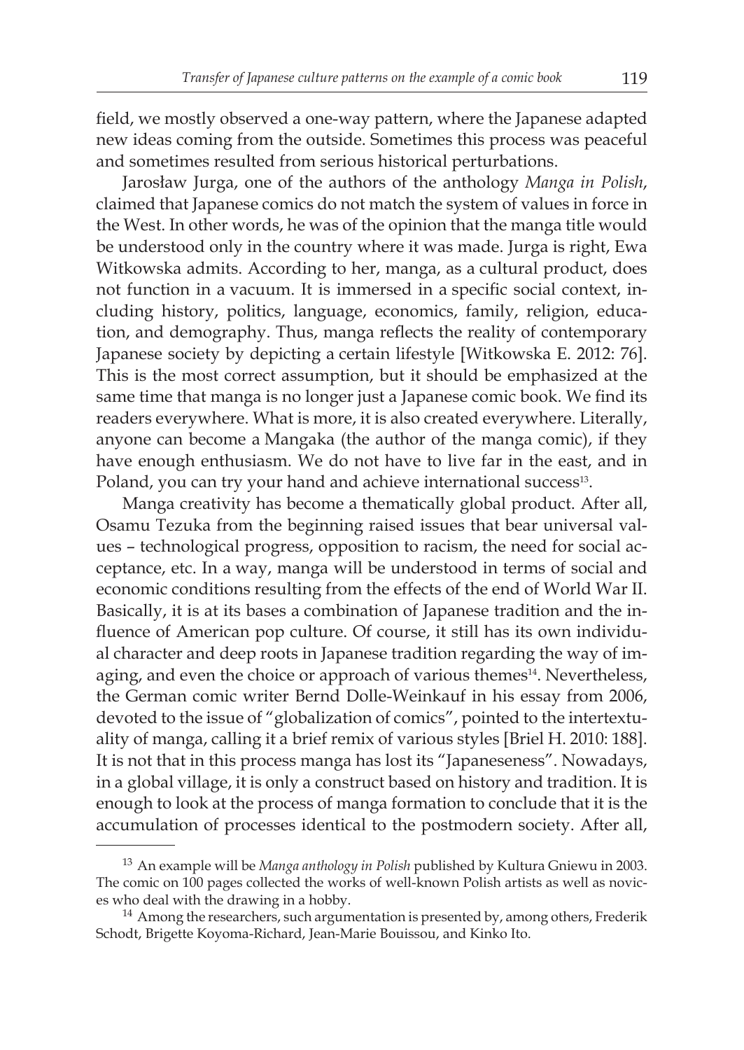field, we mostly observed a one-way pattern, where the Japanese adapted new ideas coming from the outside. Sometimes this process was peaceful and sometimes resulted from serious historical perturbations.

Jarosław Jurga, one of the authors of the anthology *Manga in Polish*, claimed that Japanese comics do not match the system of values in force in the West. In other words, he was of the opinion that the manga title would be understood only in the country where it was made. Jurga is right, Ewa Witkowska admits. According to her, manga, as a cultural product, does not function in a vacuum. It is immersed in a specific social context, including history, politics, language, economics, family, religion, education, and demography. Thus, manga reflects the reality of contemporary Japanese society by depicting a certain lifestyle [Witkowska E. 2012: 76]. This is the most correct assumption, but it should be emphasized at the same time that manga is no longer just a Japanese comic book. We find its readers everywhere. What is more, it is also created everywhere. Literally, anyone can become a Mangaka (the author of the manga comic), if they have enough enthusiasm. We do not have to live far in the east, and in Poland, you can try your hand and achieve international success[13].

Manga creativity has become a thematically global product. After all, Osamu Tezuka from the beginning raised issues that bear universal values – technological progress, opposition to racism, the need for social acceptance, etc. In a way, manga will be understood in terms of social and economic conditions resulting from the effects of the end of World War II. Basically, it is at its bases a combination of Japanese tradition and the influence of American pop culture. Of course, it still has its own individual character and deep roots in Japanese tradition regarding the way of imaging, and even the choice or approach of various themes[14]. Nevertheless, the German comic writer Bernd Dolle-Weinkauf in his essay from 2006, devoted to the issue of "globalization of comics", pointed to the intertextuality of manga, calling it a brief remix of various styles [Briel H. 2010: 188]. It is not that in this process manga has lost its "Japaneseness". Nowadays, in a global village, it is only a construct based on history and tradition. It is enough to look at the process of manga formation to conclude that it is the accumulation of processes identical to the postmodern society. After all,

---

[13] An example will be *Manga anthology in Polish* published by Kultura Gniewu in 2003. The comic on 100 pages collected the works of well-known Polish artists as well as novices who deal with the drawing in a hobby.

[14] Among the researchers, such argumentation is presented by, among others, Frederik Schodt, Brigette Koyoma-Richard, Jean-Marie Bouissou, and Kinko Ito.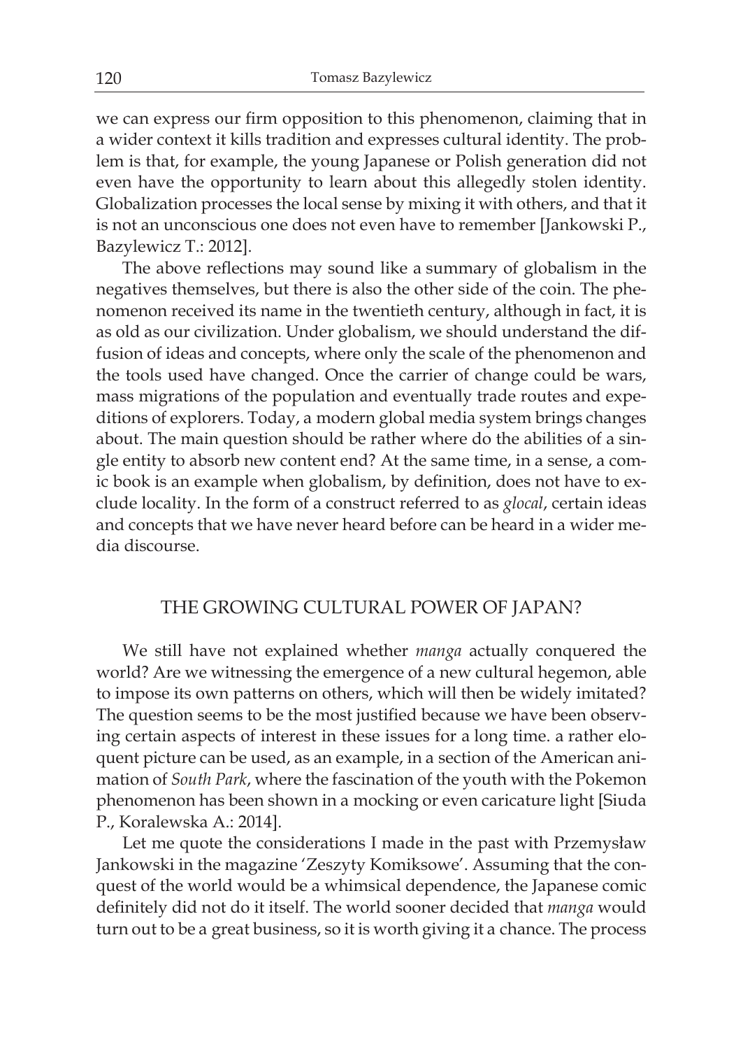we can express our firm opposition to this phenomenon, claiming that in a wider context it kills tradition and expresses cultural identity. The problem is that, for example, the young Japanese or Polish generation did not even have the opportunity to learn about this allegedly stolen identity. Globalization processes the local sense by mixing it with others, and that it is not an unconscious one does not even have to remember [Jankowski P., Bazylewicz T.: 2012].

The above reflections may sound like a summary of globalism in the negatives themselves, but there is also the other side of the coin. The phenomenon received its name in the twentieth century, although in fact, it is as old as our civilization. Under globalism, we should understand the diffusion of ideas and concepts, where only the scale of the phenomenon and the tools used have changed. Once the carrier of change could be wars, mass migrations of the population and eventually trade routes and expeditions of explorers. Today, a modern global media system brings changes about. The main question should be rather where do the abilities of a single entity to absorb new content end? At the same time, in a sense, a comic book is an example when globalism, by definition, does not have to exclude locality. In the form of a construct referred to as *glocal*, certain ideas and concepts that we have never heard before can be heard in a wider media discourse.

## THE GROWING CULTURAL POWER OF JAPAN?

We still have not explained whether *manga* actually conquered the world? Are we witnessing the emergence of a new cultural hegemon, able to impose its own patterns on others, which will then be widely imitated? The question seems to be the most justified because we have been observing certain aspects of interest in these issues for a long time. a rather eloquent picture can be used, as an example, in a section of the American animation of *South Park*, where the fascination of the youth with the Pokemon phenomenon has been shown in a mocking or even caricature light [Siuda P., Koralewska A.: 2014].

Let me quote the considerations I made in the past with Przemysław Jankowski in the magazine 'Zeszyty Komiksowe'. Assuming that the conquest of the world would be a whimsical dependence, the Japanese comic definitely did not do it itself. The world sooner decided that *manga* would turn out to be a great business, so it is worth giving it a chance. The process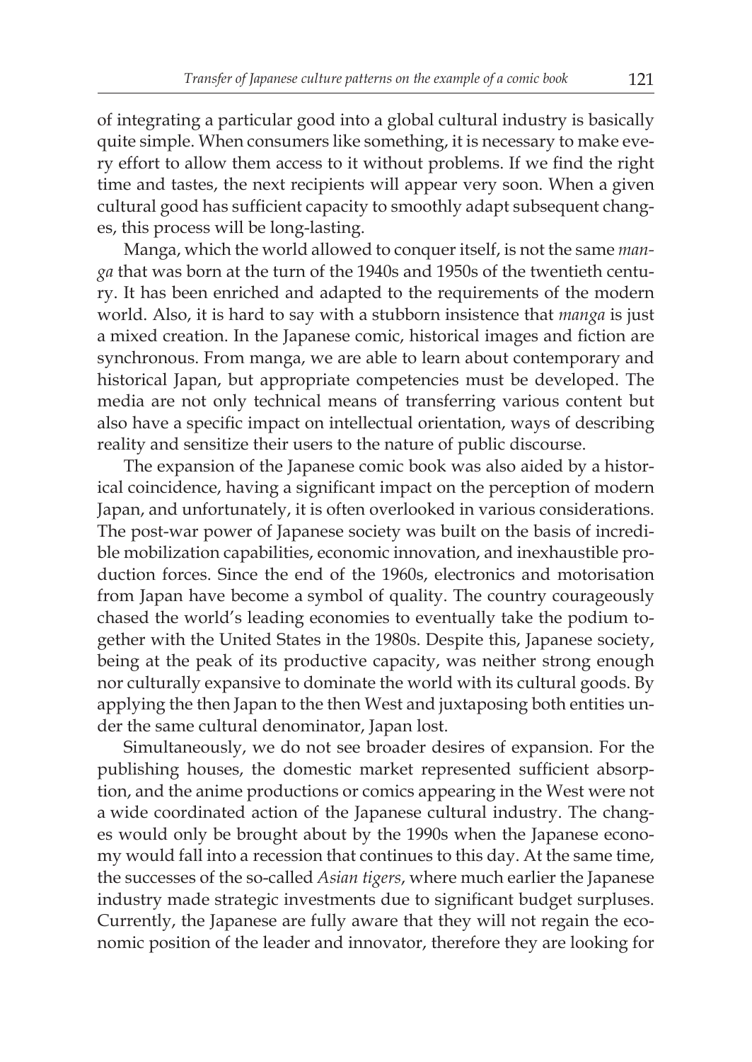of integrating a particular good into a global cultural industry is basically quite simple. When consumers like something, it is necessary to make every effort to allow them access to it without problems. If we find the right time and tastes, the next recipients will appear very soon. When a given cultural good has sufficient capacity to smoothly adapt subsequent changes, this process will be long-lasting.

Manga, which the world allowed to conquer itself, is not the same *manga* that was born at the turn of the 1940s and 1950s of the twentieth century. It has been enriched and adapted to the requirements of the modern world. Also, it is hard to say with a stubborn insistence that *manga* is just a mixed creation. In the Japanese comic, historical images and fiction are synchronous. From manga, we are able to learn about contemporary and historical Japan, but appropriate competencies must be developed. The media are not only technical means of transferring various content but also have a specific impact on intellectual orientation, ways of describing reality and sensitize their users to the nature of public discourse.

The expansion of the Japanese comic book was also aided by a historical coincidence, having a significant impact on the perception of modern Japan, and unfortunately, it is often overlooked in various considerations. The post-war power of Japanese society was built on the basis of incredible mobilization capabilities, economic innovation, and inexhaustible production forces. Since the end of the 1960s, electronics and motorisation from Japan have become a symbol of quality. The country courageously chased the world's leading economies to eventually take the podium together with the United States in the 1980s. Despite this, Japanese society, being at the peak of its productive capacity, was neither strong enough nor culturally expansive to dominate the world with its cultural goods. By applying the then Japan to the then West and juxtaposing both entities under the same cultural denominator, Japan lost.

Simultaneously, we do not see broader desires of expansion. For the publishing houses, the domestic market represented sufficient absorption, and the anime productions or comics appearing in the West were not a wide coordinated action of the Japanese cultural industry. The changes would only be brought about by the 1990s when the Japanese economy would fall into a recession that continues to this day. At the same time, the successes of the so-called *Asian tigers*, where much earlier the Japanese industry made strategic investments due to significant budget surpluses. Currently, the Japanese are fully aware that they will not regain the economic position of the leader and innovator, therefore they are looking for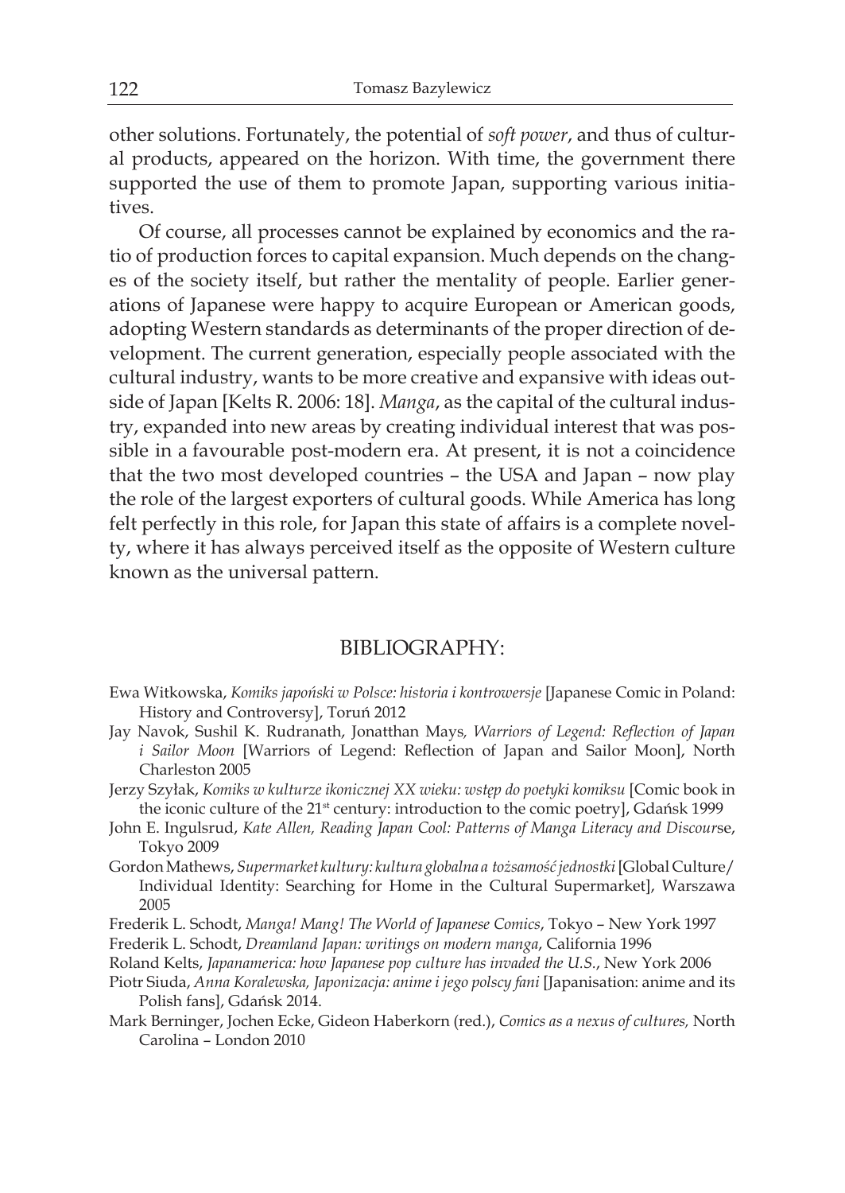other solutions. Fortunately, the potential of *soft power*, and thus of cultural products, appeared on the horizon. With time, the government there supported the use of them to promote Japan, supporting various initiatives.

Of course, all processes cannot be explained by economics and the ratio of production forces to capital expansion. Much depends on the changes of the society itself, but rather the mentality of people. Earlier generations of Japanese were happy to acquire European or American goods, adopting Western standards as determinants of the proper direction of development. The current generation, especially people associated with the cultural industry, wants to be more creative and expansive with ideas outside of Japan [Kelts R. 2006: 18]. *Manga*, as the capital of the cultural industry, expanded into new areas by creating individual interest that was possible in a favourable post-modern era. At present, it is not a coincidence that the two most developed countries – the USA and Japan – now play the role of the largest exporters of cultural goods. While America has long felt perfectly in this role, for Japan this state of affairs is a complete novelty, where it has always perceived itself as the opposite of Western culture known as the universal pattern.

## BIBLIOGRAPHY:

Ewa Witkowska, *Komiks japoński w Polsce: historia i kontrowersje* [Japanese Comic in Poland: History and Controversy], Toruń 2012

Jay Navok, Sushil K. Rudranath, Jonatthan Mays*, Warriors of Legend: Reflection of Japan i Sailor Moon* [Warriors of Legend: Reflection of Japan and Sailor Moon], North Charleston 2005

Jerzy Szyłak, *Komiks w kulturze ikonicznej XX wieku: wstęp do poetyki komiksu* [Comic book in the iconic culture of the 21st century: introduction to the comic poetry], Gdańsk 1999

John E. Ingulsrud, *Kate Allen, Reading Japan Cool: Patterns of Manga Literacy and Discour*se, Tokyo 2009

Gordon Mathews, *Supermarket kultury: kultura globalna a tożsamość jednostki* [Global Culture/ Individual Identity: Searching for Home in the Cultural Supermarket], Warszawa 2005

Frederik L. Schodt, *Manga! Mang! The World of Japanese Comics*, Tokyo – New York 1997

Frederik L. Schodt, *Dreamland Japan: writings on modern manga*, California 1996

Roland Kelts, *Japanamerica: how Japanese pop culture has invaded the U.S.*, New York 2006

Piotr Siuda, *Anna Koralewska, Japonizacja: anime i jego polscy fani* [Japanisation: anime and its Polish fans], Gdańsk 2014.

Mark Berninger, Jochen Ecke, Gideon Haberkorn (red.), *Comics as a nexus of cultures,* North Carolina – London 2010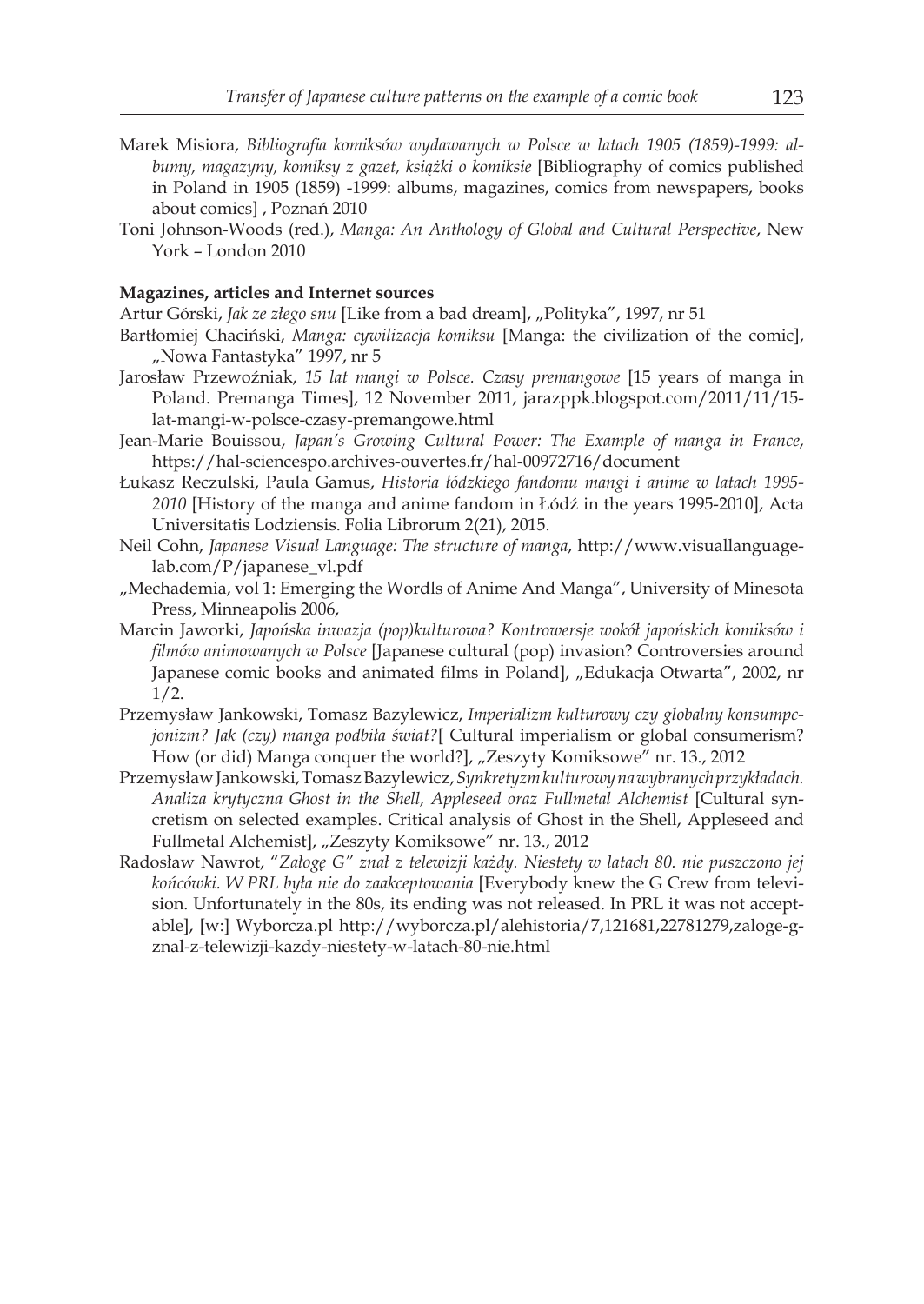Marek Misiora, *Bibliografia komiksów wydawanych w Polsce w latach 1905 (1859)-1999: albumy, magazyny, komiksy z gazet, książki o komiksie* [Bibliography of comics published in Poland in 1905 (1859) -1999: albums, magazines, comics from newspapers, books about comics] , Poznań 2010

Toni Johnson-Woods (red.), *Manga: An Anthology of Global and Cultural Perspective*, New York – London 2010

**Magazines, articles and Internet sources**

Artur Górski, *Jak ze złego snu* [Like from a bad dream], „Polityka", 1997, nr 51

Bartłomiej Chaciński, *Manga: cywilizacja komiksu* [Manga: the civilization of the comic], „Nowa Fantastyka" 1997, nr 5

Jarosław Przewoźniak, *15 lat mangi w Polsce. Czasy premangowe* [15 years of manga in Poland. Premanga Times], 12 November 2011, jarazppk.blogspot.com/2011/11/15-lat-mangi-w-polsce-czasy-premangowe.html

Jean-Marie Bouissou, *Japan's Growing Cultural Power: The Example of manga in France*, https://hal-sciencespo.archives-ouvertes.fr/hal-00972716/document

Łukasz Reczulski, Paula Gamus, *Historia łódzkiego fandomu mangi i anime w latach 1995-2010* [History of the manga and anime fandom in Łódź in the years 1995-2010], Acta Universitatis Lodziensis. Folia Librorum 2(21), 2015.

Neil Cohn, *Japanese Visual Language: The structure of manga*, http://www.visuallanguagelab.com/P/japanese_vl.pdf

„Mechademia, vol 1: Emerging the Wordls of Anime And Manga", University of Minesota Press, Minneapolis 2006,

Marcin Jaworki, *Japońska inwazja (pop)kulturowa? Kontrowersje wokół japońskich komiksów i filmów animowanych w Polsce* [Japanese cultural (pop) invasion? Controversies around Japanese comic books and animated films in Poland], „Edukacja Otwarta", 2002, nr 1/2.

Przemysław Jankowski, Tomasz Bazylewicz, *Imperializm kulturowy czy globalny konsumpcjonizm? Jak (czy) manga podbiła świat?*[ Cultural imperialism or global consumerism? How (or did) Manga conquer the world?], „Zeszyty Komiksowe" nr. 13., 2012

Przemysław Jankowski, Tomasz Bazylewicz, *Synkretyzm kulturowy na wybranych przykładach. Analiza krytyczna Ghost in the Shell, Appleseed oraz Fullmetal Alchemist* [Cultural syncretism on selected examples. Critical analysis of Ghost in the Shell, Appleseed and Fullmetal Alchemist], „Zeszyty Komiksowe" nr. 13., 2012

Radosław Nawrot, "*Załogę G" znał z telewizji każdy. Niestety w latach 80. nie puszczono jej końcówki. W PRL była nie do zaakceptowania* [Everybody knew the G Crew from television. Unfortunately in the 80s, its ending was not released. In PRL it was not acceptable], [w:] Wyborcza.pl http://wyborcza.pl/alehistoria/7,121681,22781279,zaloge-g-znal-z-telewizji-kazdy-niestety-w-latach-80-nie.html